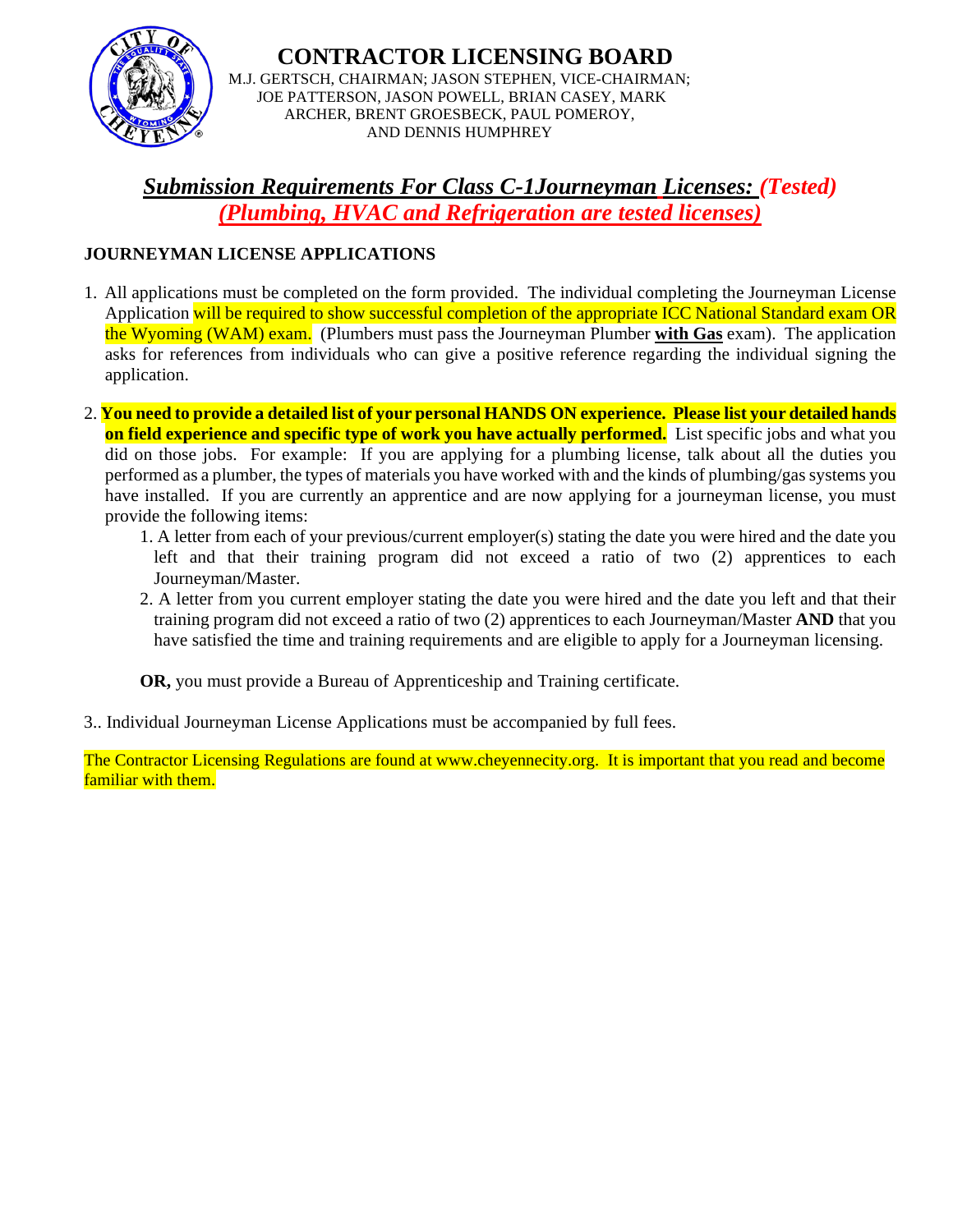# CONTRACTOR LICENSING BOARD

M.J. GERTSCH, CHAIRMAN; JASON STEPHEN, VICE-CHAIRMAN; JOE PATTERSON, JASON POWELL, BRIAN CASEY, MARK ARCHER, BRENT GROESBECK, PAUL POMEROY, AND DENNIS HUMPHREY

## *Submission Requirements For Class C-1Journeyman Licenses: (Tested) (Plumbing, HVAC and Refrigeration are tested licenses)*

### JOURNEYMAN LICENSE APPLICATIONS

1. All applications must be completed on the form provided. The individual completing the Journeyman License Application will be required to show successful completion of the appropriate ICC National Standard exam OR the Wyoming (WAM) exam. (Plumbers must pass the Journeyman Plumber **with Gas** exam). The application asks for references from individuals who can give a positive reference regarding the individual signing the application.

2. **You need to provide a detailed list of your personal HANDS ON experience. Please list your detailed hands on field experience and specific type of work you have actually performed.** List specific jobs and what you did on those jobs. For example: If you are applying for a plumbing license, talk about all the duties you performed as a plumber, the types of materials you have worked with and the kinds of plumbing/gas systems you have installed. If you are currently an apprentice and are now applying for a journeyman license, you must provide the following items:
   1. A letter from each of your previous/current employer(s) stating the date you were hired and the date you left and that their training program did not exceed a ratio of two (2) apprentices to each Journeyman/Master.
   2. A letter from you current employer stating the date you were hired and the date you left and that their training program did not exceed a ratio of two (2) apprentices to each Journeyman/Master **AND** that you have satisfied the time and training requirements and are eligible to apply for a Journeyman licensing.

   **OR,** you must provide a Bureau of Apprenticeship and Training certificate.

3.. Individual Journeyman License Applications must be accompanied by full fees.

The Contractor Licensing Regulations are found at www.cheyennecity.org. It is important that you read and become familiar with them.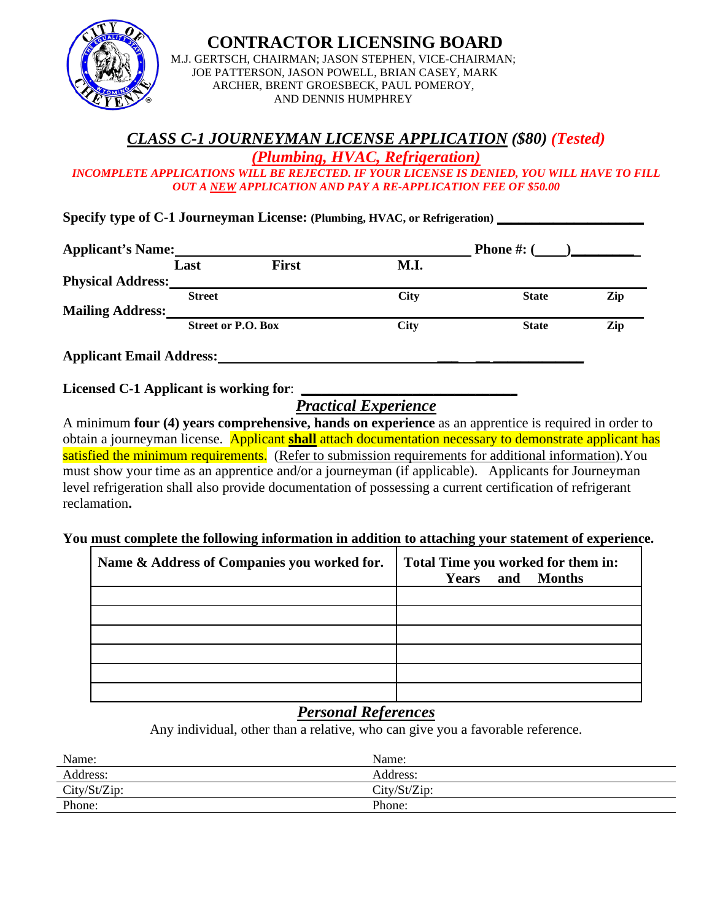# CONTRACTOR LICENSING BOARD

M.J. GERTSCH, CHAIRMAN; JASON STEPHEN, VICE-CHAIRMAN; JOE PATTERSON, JASON POWELL, BRIAN CASEY, MARK ARCHER, BRENT GROESBECK, PAUL POMEROY, AND DENNIS HUMPHREY

## *CLASS C-1 JOURNEYMAN LICENSE APPLICATION* ***($80)*** ***(Tested)***

## *(Plumbing, HVAC, Refrigeration)*

***INCOMPLETE APPLICATIONS WILL BE REJECTED. IF YOUR LICENSE IS DENIED, YOU WILL HAVE TO FILL OUT A NEW APPLICATION AND PAY A RE-APPLICATION FEE OF $50.00***

**Specify type of C-1 Journeyman License: (Plumbing, HVAC, or Refrigeration)** ____________________

**Applicant's Name:** ________________________________________ **Phone #: (____)**_________
Last First M.I.

**Physical Address:** ________________________________________________
Street City State Zip

**Mailing Address:** ________________________________________________
Street or P.O. Box City State Zip

**Applicant Email Address:** ________________________________________

**Licensed C-1 Applicant is working for**: ____________________________

## *Practical Experience*

A minimum **four (4) years comprehensive, hands on experience** as an apprentice is required in order to obtain a journeyman license. Applicant **shall** attach documentation necessary to demonstrate applicant has satisfied the minimum requirements. (Refer to submission requirements for additional information).You must show your time as an apprentice and/or a journeyman (if applicable). Applicants for Journeyman level refrigeration shall also provide documentation of possessing a current certification of refrigerant reclamation**.**

**You must complete the following information in addition to attaching your statement of experience.**

| Name & Address of Companies you worked for. | Total Time you worked for them in: Years and Months |
|---|---|
| | |
| | |
| | |
| | |
| | |
| | |

## *Personal References*

Any individual, other than a relative, who can give you a favorable reference.

| | |
|---|---|
| Name: | Name: |
| Address: | Address: |
| City/St/Zip: | City/St/Zip: |
| Phone: | Phone: |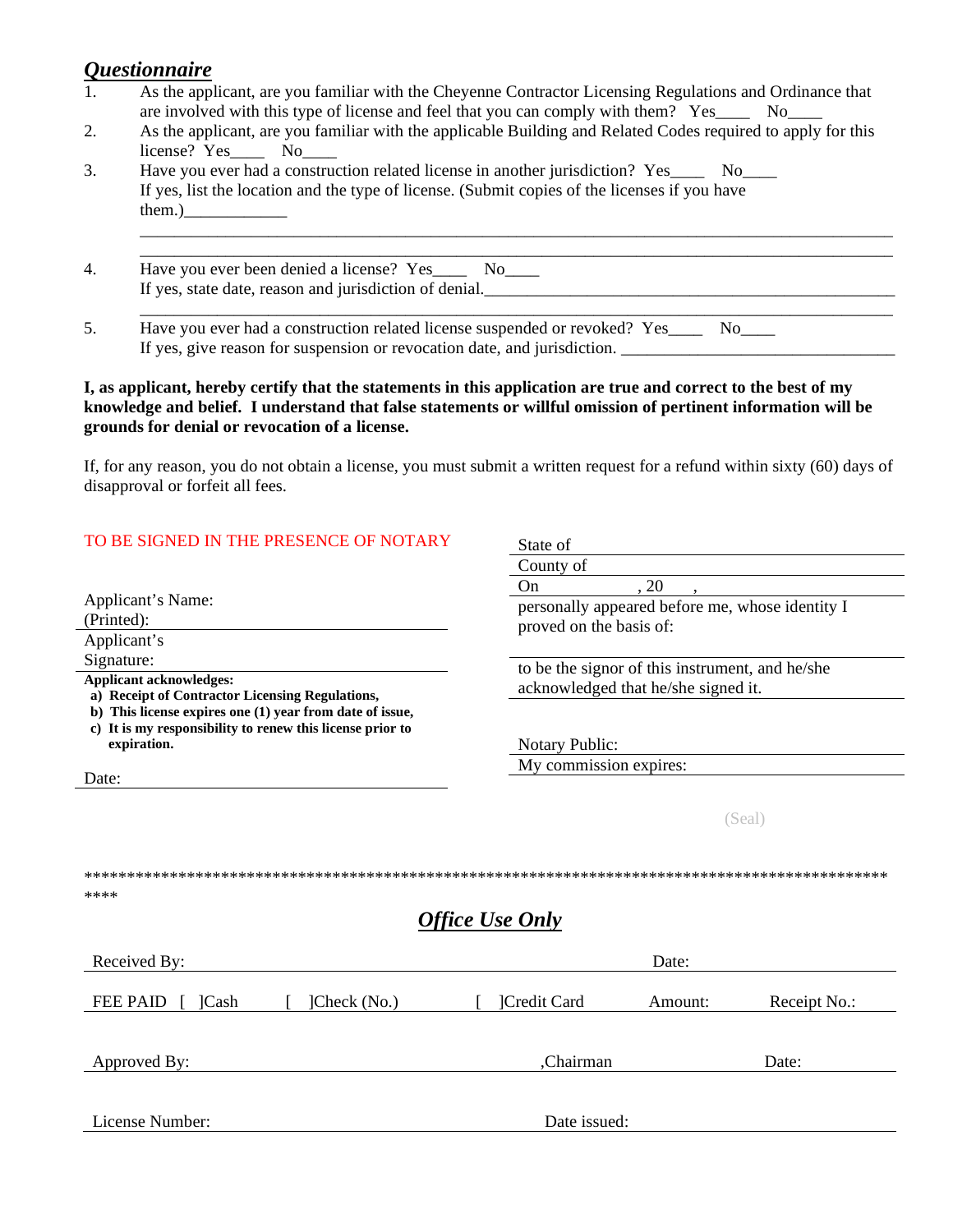## ***Questionnaire***

1. As the applicant, are you familiar with the Cheyenne Contractor Licensing Regulations and Ordinance that are involved with this type of license and feel that you can comply with them? Yes____ No____
2. As the applicant, are you familiar with the applicable Building and Related Codes required to apply for this license? Yes____ No____
3. Have you ever had a construction related license in another jurisdiction? Yes____ No____
   If yes, list the location and the type of license. (Submit copies of the licenses if you have them.)____________
   ________________________________________________________________________________________
   ________________________________________________________________________________________
4. Have you ever been denied a license? Yes____ No____
   If yes, state date, reason and jurisdiction of denial.__________________________________________________
   ________________________________________________________________________________________
5. Have you ever had a construction related license suspended or revoked? Yes____ No____
   If yes, give reason for suspension or revocation date, and jurisdiction. ________________________________

**I, as applicant, hereby certify that the statements in this application are true and correct to the best of my knowledge and belief. I understand that false statements or willful omission of pertinent information will be grounds for denial or revocation of a license.**

If, for any reason, you do not obtain a license, you must submit a written request for a refund within sixty (60) days of disapproval or forfeit all fees.

TO BE SIGNED IN THE PRESENCE OF NOTARY

Applicant's Name:
(Printed): ________________________________

Applicant's
Signature: ________________________________

**Applicant acknowledges:**
- **a) Receipt of Contractor Licensing Regulations,**
- **b) This license expires one (1) year from date of issue,**
- **c) It is my responsibility to renew this license prior to expiration.**

Date: ________________________________

State of ________________________________

County of ________________________________

On ____________, 20____, ________________

personally appeared before me, whose identity I proved on the basis of:

________________________________

to be the signor of this instrument, and he/she acknowledged that he/she signed it.

Notary Public: ________________________________

My commission expires: ________________________________

(Seal)

**************************************************************************************************

## ***Office Use Only***

Received By: ________________________________ Date: ____________

FEE PAID [ ]Cash [ ]Check (No.) [ ]Credit Card Amount: Receipt No.:

Approved By: ________________________________ ,Chairman Date: ____________

License Number: ________________________________ Date issued: ____________